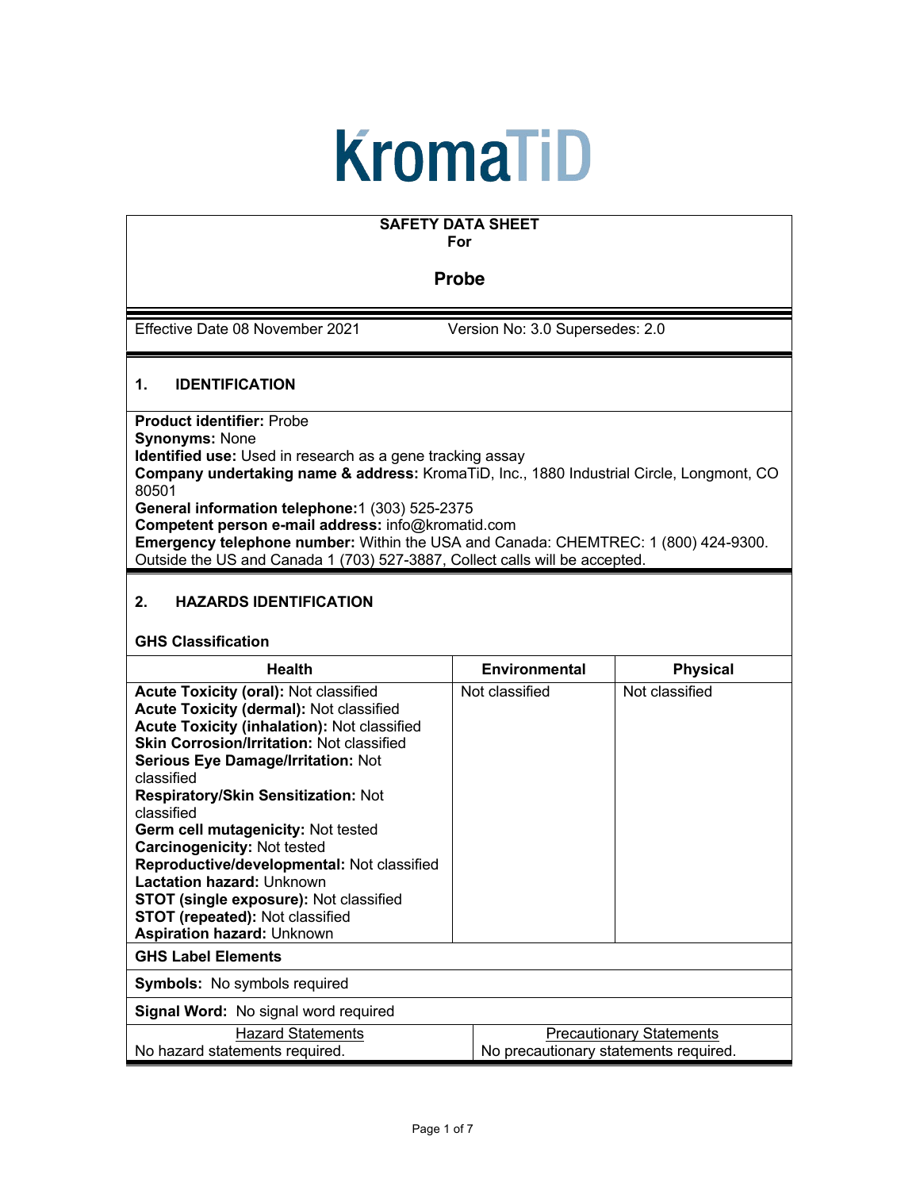# KromaTiD

**SAFETY DATA SHEET**
**For**

## Probe

Effective Date 08 November 2021 Version No: 3.0 Supersedes: 2.0

## 1. IDENTIFICATION

**Product identifier:** Probe
**Synonyms:** None
**Identified use:** Used in research as a gene tracking assay
**Company undertaking name & address:** KromaTiD, Inc., 1880 Industrial Circle, Longmont, CO 80501
**General information telephone:** 1 (303) 525-2375
**Competent person e-mail address:** info@kromatid.com
**Emergency telephone number:** Within the USA and Canada: CHEMTREC: 1 (800) 424-9300. Outside the US and Canada 1 (703) 527-3887, Collect calls will be accepted.

## 2. HAZARDS IDENTIFICATION

### GHS Classification

| Health | Environmental | Physical |
|---|---|---|
| **Acute Toxicity (oral):** Not classified<br>**Acute Toxicity (dermal):** Not classified<br>**Acute Toxicity (inhalation):** Not classified<br>**Skin Corrosion/Irritation:** Not classified<br>**Serious Eye Damage/Irritation:** Not classified<br>**Respiratory/Skin Sensitization:** Not classified<br>**Germ cell mutagenicity:** Not tested<br>**Carcinogenicity:** Not tested<br>**Reproductive/developmental:** Not classified<br>**Lactation hazard:** Unknown<br>**STOT (single exposure):** Not classified<br>**STOT (repeated):** Not classified<br>**Aspiration hazard:** Unknown | Not classified | Not classified |

### GHS Label Elements

**Symbols:** No symbols required

**Signal Word:** No signal word required

| Hazard Statements | Precautionary Statements |
|---|---|
| No hazard statements required. | No precautionary statements required. |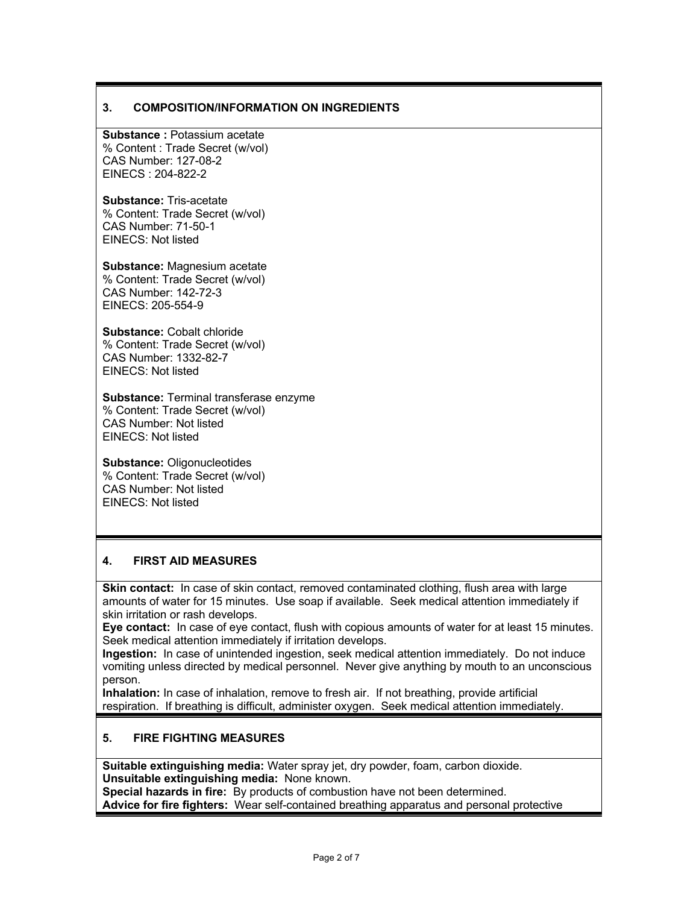## 3. COMPOSITION/INFORMATION ON INGREDIENTS

**Substance :** Potassium acetate
% Content : Trade Secret (w/vol)
CAS Number: 127-08-2
EINECS : 204-822-2

**Substance:** Tris-acetate
% Content: Trade Secret (w/vol)
CAS Number: 71-50-1
EINECS: Not listed

**Substance:** Magnesium acetate
% Content: Trade Secret (w/vol)
CAS Number: 142-72-3
EINECS: 205-554-9

**Substance:** Cobalt chloride
% Content: Trade Secret (w/vol)
CAS Number: 1332-82-7
EINECS: Not listed

**Substance:** Terminal transferase enzyme
% Content: Trade Secret (w/vol)
CAS Number: Not listed
EINECS: Not listed

**Substance:** Oligonucleotides
% Content: Trade Secret (w/vol)
CAS Number: Not listed
EINECS: Not listed

## 4. FIRST AID MEASURES

**Skin contact:** In case of skin contact, removed contaminated clothing, flush area with large amounts of water for 15 minutes. Use soap if available. Seek medical attention immediately if skin irritation or rash develops.
**Eye contact:** In case of eye contact, flush with copious amounts of water for at least 15 minutes. Seek medical attention immediately if irritation develops.
**Ingestion:** In case of unintended ingestion, seek medical attention immediately. Do not induce vomiting unless directed by medical personnel. Never give anything by mouth to an unconscious person.
**Inhalation:** In case of inhalation, remove to fresh air. If not breathing, provide artificial respiration. If breathing is difficult, administer oxygen. Seek medical attention immediately.

## 5. FIRE FIGHTING MEASURES

**Suitable extinguishing media:** Water spray jet, dry powder, foam, carbon dioxide.
**Unsuitable extinguishing media:** None known.
**Special hazards in fire:** By products of combustion have not been determined.
**Advice for fire fighters:** Wear self-contained breathing apparatus and personal protective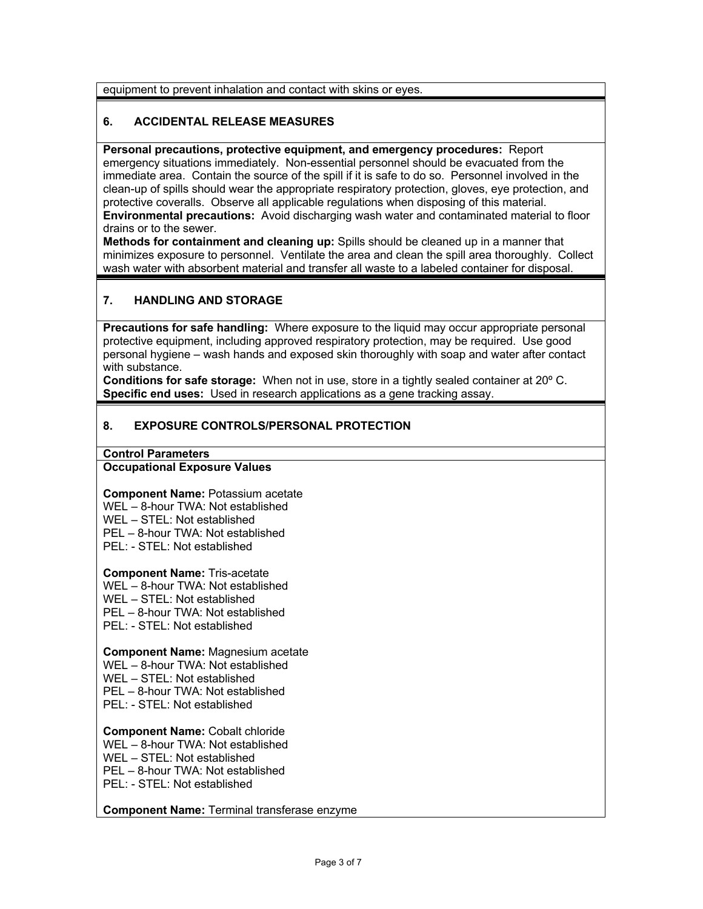equipment to prevent inhalation and contact with skins or eyes.

## 6. ACCIDENTAL RELEASE MEASURES

**Personal precautions, protective equipment, and emergency procedures:** Report emergency situations immediately. Non-essential personnel should be evacuated from the immediate area. Contain the source of the spill if it is safe to do so. Personnel involved in the clean-up of spills should wear the appropriate respiratory protection, gloves, eye protection, and protective coveralls. Observe all applicable regulations when disposing of this material.
**Environmental precautions:** Avoid discharging wash water and contaminated material to floor drains or to the sewer.
**Methods for containment and cleaning up:** Spills should be cleaned up in a manner that minimizes exposure to personnel. Ventilate the area and clean the spill area thoroughly. Collect wash water with absorbent material and transfer all waste to a labeled container for disposal.

## 7. HANDLING AND STORAGE

**Precautions for safe handling:** Where exposure to the liquid may occur appropriate personal protective equipment, including approved respiratory protection, may be required. Use good personal hygiene – wash hands and exposed skin thoroughly with soap and water after contact with substance.
**Conditions for safe storage:** When not in use, store in a tightly sealed container at 20º C.
**Specific end uses:** Used in research applications as a gene tracking assay.

## 8. EXPOSURE CONTROLS/PERSONAL PROTECTION

**Control Parameters**
**Occupational Exposure Values**

**Component Name:** Potassium acetate
WEL – 8-hour TWA: Not established
WEL – STEL: Not established
PEL – 8-hour TWA: Not established
PEL: - STEL: Not established

**Component Name:** Tris-acetate
WEL – 8-hour TWA: Not established
WEL – STEL: Not established
PEL – 8-hour TWA: Not established
PEL: - STEL: Not established

**Component Name:** Magnesium acetate
WEL – 8-hour TWA: Not established
WEL – STEL: Not established
PEL – 8-hour TWA: Not established
PEL: - STEL: Not established

**Component Name:** Cobalt chloride
WEL – 8-hour TWA: Not established
WEL – STEL: Not established
PEL – 8-hour TWA: Not established
PEL: - STEL: Not established

**Component Name:** Terminal transferase enzyme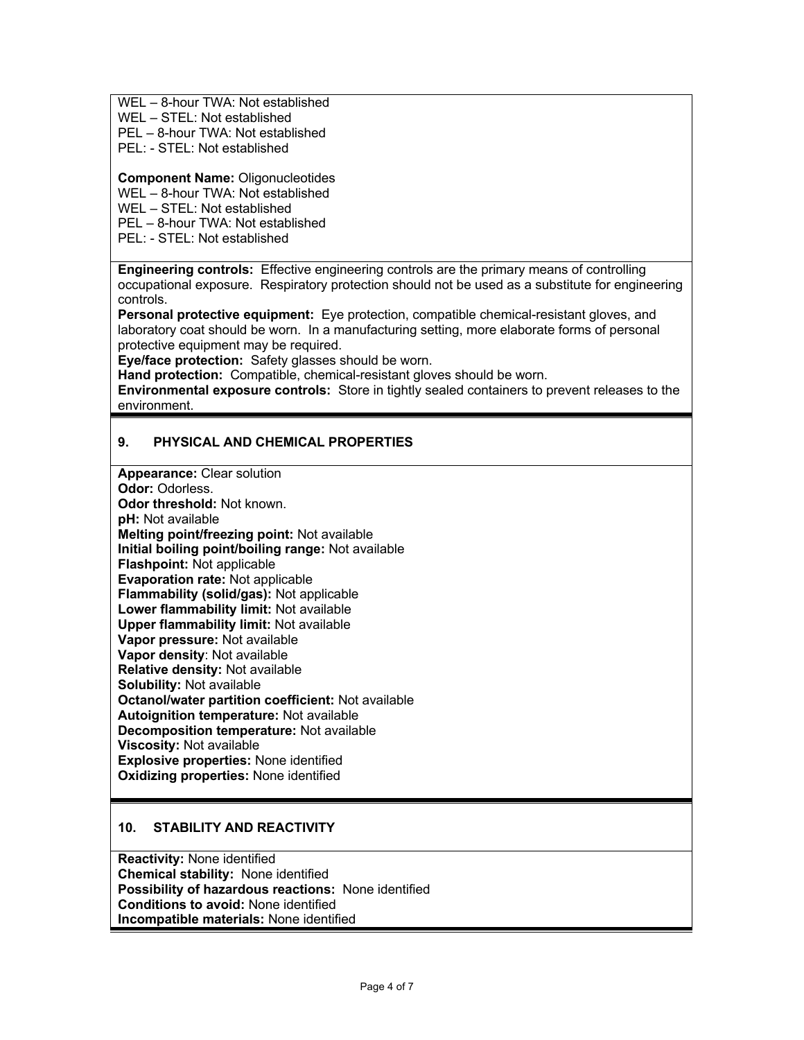WEL – 8-hour TWA: Not established
WEL – STEL: Not established
PEL – 8-hour TWA: Not established
PEL: - STEL: Not established

**Component Name:** Oligonucleotides
WEL – 8-hour TWA: Not established
WEL – STEL: Not established
PEL – 8-hour TWA: Not established
PEL: - STEL: Not established

**Engineering controls:** Effective engineering controls are the primary means of controlling occupational exposure. Respiratory protection should not be used as a substitute for engineering controls.
**Personal protective equipment:** Eye protection, compatible chemical-resistant gloves, and laboratory coat should be worn. In a manufacturing setting, more elaborate forms of personal protective equipment may be required.
**Eye/face protection:** Safety glasses should be worn.
**Hand protection:** Compatible, chemical-resistant gloves should be worn.
**Environmental exposure controls:** Store in tightly sealed containers to prevent releases to the environment.

## 9. PHYSICAL AND CHEMICAL PROPERTIES

**Appearance:** Clear solution
**Odor:** Odorless.
**Odor threshold:** Not known.
**pH:** Not available
**Melting point/freezing point:** Not available
**Initial boiling point/boiling range:** Not available
**Flashpoint:** Not applicable
**Evaporation rate:** Not applicable
**Flammability (solid/gas):** Not applicable
**Lower flammability limit:** Not available
**Upper flammability limit:** Not available
**Vapor pressure:** Not available
**Vapor density**: Not available
**Relative density:** Not available
**Solubility:** Not available
**Octanol/water partition coefficient:** Not available
**Autoignition temperature:** Not available
**Decomposition temperature:** Not available
**Viscosity:** Not available
**Explosive properties:** None identified
**Oxidizing properties:** None identified

## 10. STABILITY AND REACTIVITY

**Reactivity:** None identified
**Chemical stability:** None identified
**Possibility of hazardous reactions:** None identified
**Conditions to avoid:** None identified
**Incompatible materials:** None identified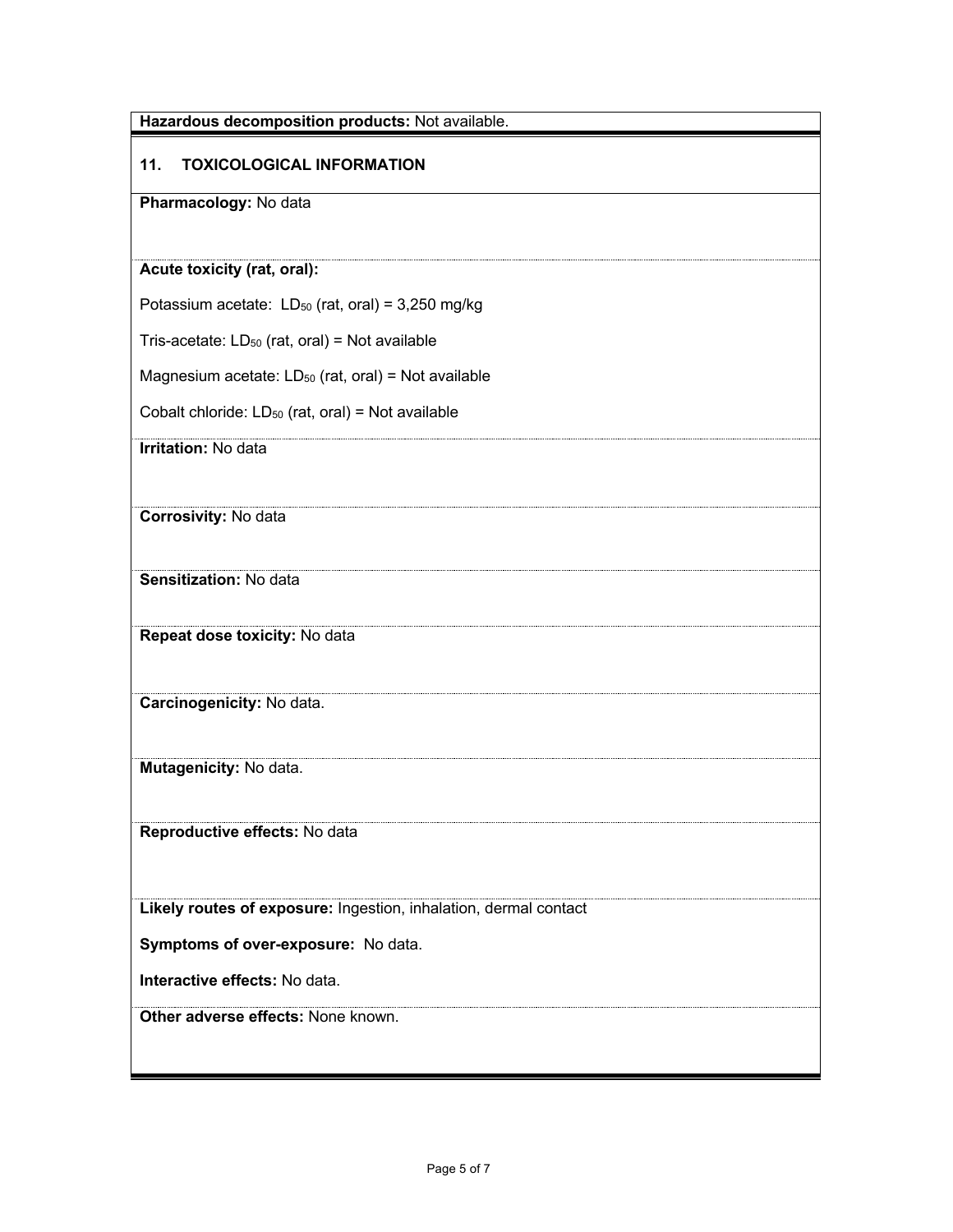**Hazardous decomposition products:** Not available.

## 11. TOXICOLOGICAL INFORMATION

**Pharmacology:** No data

**Acute toxicity (rat, oral):**

Potassium acetate: $LD_{50}$ (rat, oral) = 3,250 mg/kg

Tris-acetate: $LD_{50}$ (rat, oral) = Not available

Magnesium acetate: $LD_{50}$ (rat, oral) = Not available

Cobalt chloride: $LD_{50}$ (rat, oral) = Not available

**Irritation:** No data

**Corrosivity:** No data

**Sensitization:** No data

**Repeat dose toxicity:** No data

**Carcinogenicity:** No data.

**Mutagenicity:** No data.

**Reproductive effects:** No data

**Likely routes of exposure:** Ingestion, inhalation, dermal contact

**Symptoms of over-exposure:** No data.

**Interactive effects:** No data.

**Other adverse effects:** None known.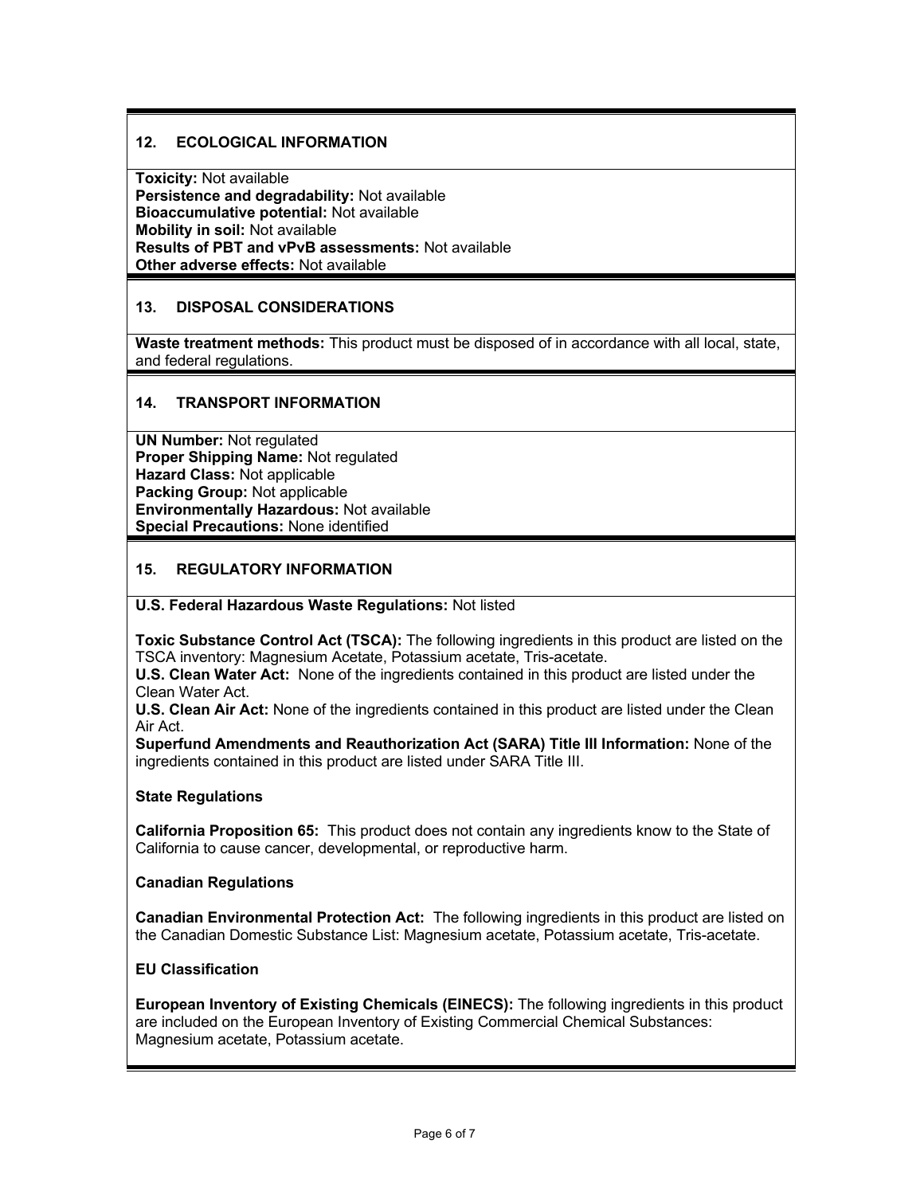## 12. ECOLOGICAL INFORMATION

**Toxicity:** Not available
**Persistence and degradability:** Not available
**Bioaccumulative potential:** Not available
**Mobility in soil:** Not available
**Results of PBT and vPvB assessments:** Not available
**Other adverse effects:** Not available

## 13. DISPOSAL CONSIDERATIONS

**Waste treatment methods:** This product must be disposed of in accordance with all local, state, and federal regulations.

## 14. TRANSPORT INFORMATION

**UN Number:** Not regulated
**Proper Shipping Name:** Not regulated
**Hazard Class:** Not applicable
**Packing Group:** Not applicable
**Environmentally Hazardous:** Not available
**Special Precautions:** None identified

## 15. REGULATORY INFORMATION

**U.S. Federal Hazardous Waste Regulations:** Not listed

**Toxic Substance Control Act (TSCA):** The following ingredients in this product are listed on the TSCA inventory: Magnesium Acetate, Potassium acetate, Tris-acetate.
**U.S. Clean Water Act:** None of the ingredients contained in this product are listed under the Clean Water Act.
**U.S. Clean Air Act:** None of the ingredients contained in this product are listed under the Clean Air Act.
**Superfund Amendments and Reauthorization Act (SARA) Title III Information:** None of the ingredients contained in this product are listed under SARA Title III.

**State Regulations**

**California Proposition 65:** This product does not contain any ingredients know to the State of California to cause cancer, developmental, or reproductive harm.

**Canadian Regulations**

**Canadian Environmental Protection Act:** The following ingredients in this product are listed on the Canadian Domestic Substance List: Magnesium acetate, Potassium acetate, Tris-acetate.

**EU Classification**

**European Inventory of Existing Chemicals (EINECS):** The following ingredients in this product are included on the European Inventory of Existing Commercial Chemical Substances: Magnesium acetate, Potassium acetate.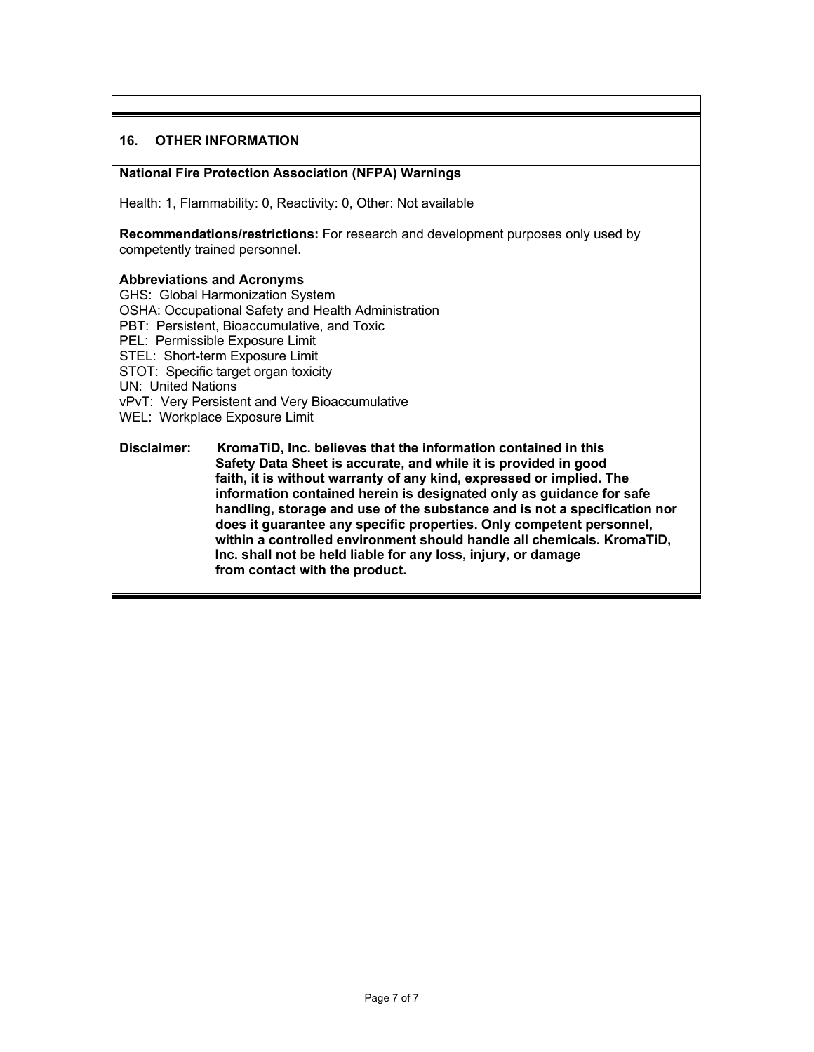## 16. OTHER INFORMATION

**National Fire Protection Association (NFPA) Warnings**

Health: 1, Flammability: 0, Reactivity: 0, Other: Not available

**Recommendations/restrictions:** For research and development purposes only used by competently trained personnel.

**Abbreviations and Acronyms**

GHS: Global Harmonization System
OSHA: Occupational Safety and Health Administration
PBT: Persistent, Bioaccumulative, and Toxic
PEL: Permissible Exposure Limit
STEL: Short-term Exposure Limit
STOT: Specific target organ toxicity
UN: United Nations
vPvT: Very Persistent and Very Bioaccumulative
WEL: Workplace Exposure Limit

**Disclaimer: KromaTiD, Inc. believes that the information contained in this Safety Data Sheet is accurate, and while it is provided in good faith, it is without warranty of any kind, expressed or implied. The information contained herein is designated only as guidance for safe handling, storage and use of the substance and is not a specification nor does it guarantee any specific properties. Only competent personnel, within a controlled environment should handle all chemicals. KromaTiD, Inc. shall not be held liable for any loss, injury, or damage from contact with the product.**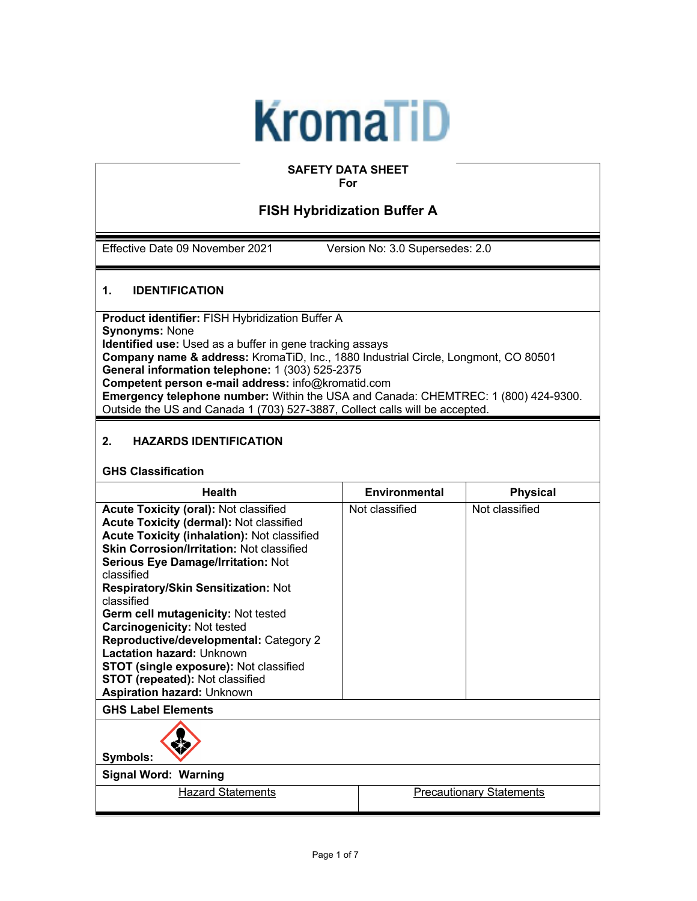KromaTiD

**SAFETY DATA SHEET**
**For**

## FISH Hybridization Buffer A

Effective Date 09 November 2021 | Version No: 3.0 Supersedes: 2.0

## 1. IDENTIFICATION

**Product identifier:** FISH Hybridization Buffer A
**Synonyms:** None
**Identified use:** Used as a buffer in gene tracking assays
**Company name & address:** KromaTiD, Inc., 1880 Industrial Circle, Longmont, CO 80501
**General information telephone:** 1 (303) 525-2375
**Competent person e-mail address:** info@kromatid.com
**Emergency telephone number:** Within the USA and Canada: CHEMTREC: 1 (800) 424-9300. Outside the US and Canada 1 (703) 527-3887, Collect calls will be accepted.

## 2. HAZARDS IDENTIFICATION

### GHS Classification

| Health | Environmental | Physical |
|---|---|---|
| **Acute Toxicity (oral):** Not classified<br>**Acute Toxicity (dermal):** Not classified<br>**Acute Toxicity (inhalation):** Not classified<br>**Skin Corrosion/Irritation:** Not classified<br>**Serious Eye Damage/Irritation:** Not classified<br>**Respiratory/Skin Sensitization:** Not classified<br>**Germ cell mutagenicity:** Not tested<br>**Carcinogenicity:** Not tested<br>**Reproductive/developmental:** Category 2<br>**Lactation hazard:** Unknown<br>**STOT (single exposure):** Not classified<br>**STOT (repeated):** Not classified<br>**Aspiration hazard:** Unknown | Not classified | Not classified |

### GHS Label Elements

**Symbols:**

**Signal Word: Warning**

| Hazard Statements | Precautionary Statements |
|---|---|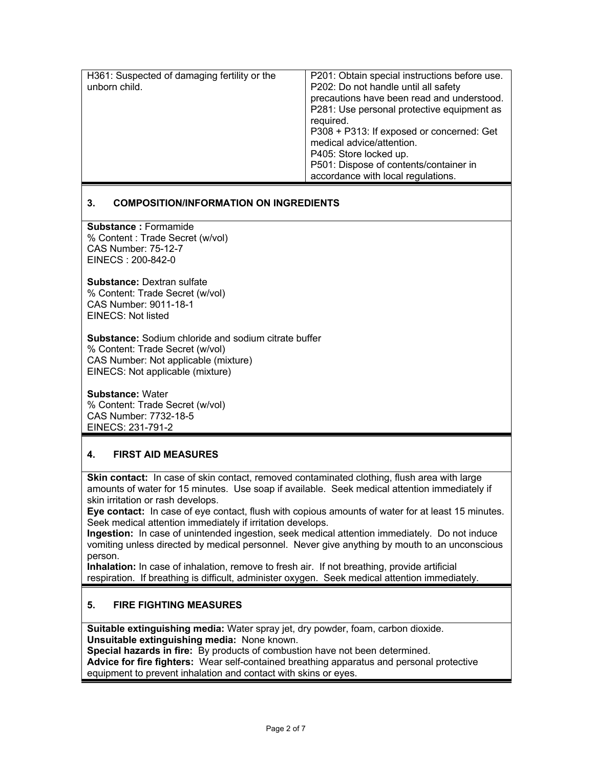| H361: Suspected of damaging fertility or the unborn child. | P201: Obtain special instructions before use.<br>P202: Do not handle until all safety precautions have been read and understood.<br>P281: Use personal protective equipment as required.<br>P308 + P313: If exposed or concerned: Get medical advice/attention.<br>P405: Store locked up.<br>P501: Dispose of contents/container in accordance with local regulations. |
|---|---|

## 3. COMPOSITION/INFORMATION ON INGREDIENTS

**Substance :** Formamide
% Content : Trade Secret (w/vol)
CAS Number: 75-12-7
EINECS : 200-842-0

**Substance:** Dextran sulfate
% Content: Trade Secret (w/vol)
CAS Number: 9011-18-1
EINECS: Not listed

**Substance:** Sodium chloride and sodium citrate buffer
% Content: Trade Secret (w/vol)
CAS Number: Not applicable (mixture)
EINECS: Not applicable (mixture)

**Substance:** Water
% Content: Trade Secret (w/vol)
CAS Number: 7732-18-5
EINECS: 231-791-2

## 4. FIRST AID MEASURES

**Skin contact:** In case of skin contact, removed contaminated clothing, flush area with large amounts of water for 15 minutes. Use soap if available. Seek medical attention immediately if skin irritation or rash develops.
**Eye contact:** In case of eye contact, flush with copious amounts of water for at least 15 minutes. Seek medical attention immediately if irritation develops.
**Ingestion:** In case of unintended ingestion, seek medical attention immediately. Do not induce vomiting unless directed by medical personnel. Never give anything by mouth to an unconscious person.
**Inhalation:** In case of inhalation, remove to fresh air. If not breathing, provide artificial respiration. If breathing is difficult, administer oxygen. Seek medical attention immediately.

## 5. FIRE FIGHTING MEASURES

**Suitable extinguishing media:** Water spray jet, dry powder, foam, carbon dioxide.
**Unsuitable extinguishing media:** None known.
**Special hazards in fire:** By products of combustion have not been determined.
**Advice for fire fighters:** Wear self-contained breathing apparatus and personal protective equipment to prevent inhalation and contact with skins or eyes.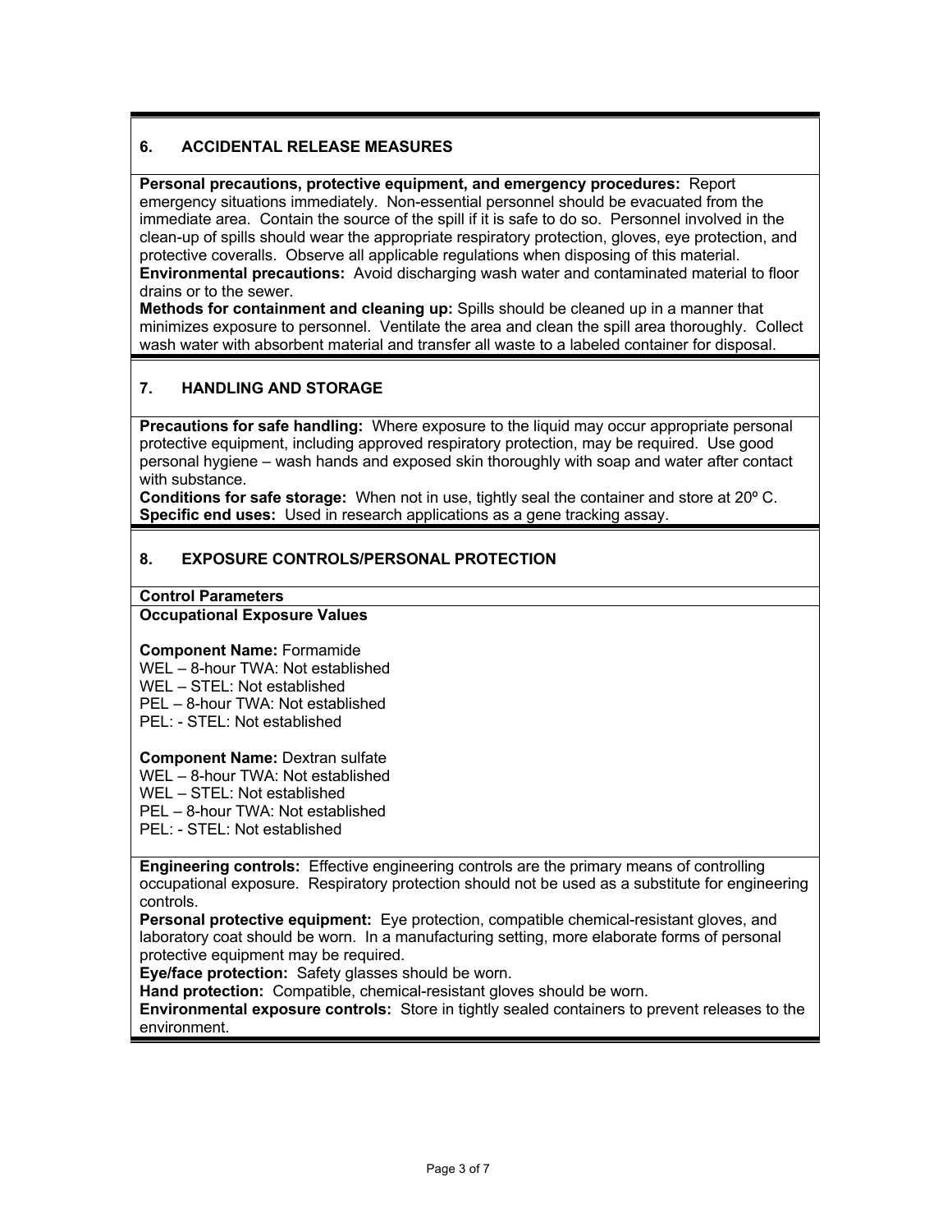## 6. ACCIDENTAL RELEASE MEASURES

**Personal precautions, protective equipment, and emergency procedures:** Report emergency situations immediately. Non-essential personnel should be evacuated from the immediate area. Contain the source of the spill if it is safe to do so. Personnel involved in the clean-up of spills should wear the appropriate respiratory protection, gloves, eye protection, and protective coveralls. Observe all applicable regulations when disposing of this material.
**Environmental precautions:** Avoid discharging wash water and contaminated material to floor drains or to the sewer.
**Methods for containment and cleaning up:** Spills should be cleaned up in a manner that minimizes exposure to personnel. Ventilate the area and clean the spill area thoroughly. Collect wash water with absorbent material and transfer all waste to a labeled container for disposal.

## 7. HANDLING AND STORAGE

**Precautions for safe handling:** Where exposure to the liquid may occur appropriate personal protective equipment, including approved respiratory protection, may be required. Use good personal hygiene – wash hands and exposed skin thoroughly with soap and water after contact with substance.
**Conditions for safe storage:** When not in use, tightly seal the container and store at 20º C.
**Specific end uses:** Used in research applications as a gene tracking assay.

## 8. EXPOSURE CONTROLS/PERSONAL PROTECTION

**Control Parameters**

**Occupational Exposure Values**

**Component Name:** Formamide
WEL – 8-hour TWA: Not established
WEL – STEL: Not established
PEL – 8-hour TWA: Not established
PEL: - STEL: Not established

**Component Name:** Dextran sulfate
WEL – 8-hour TWA: Not established
WEL – STEL: Not established
PEL – 8-hour TWA: Not established
PEL: - STEL: Not established

**Engineering controls:** Effective engineering controls are the primary means of controlling occupational exposure. Respiratory protection should not be used as a substitute for engineering controls.
**Personal protective equipment:** Eye protection, compatible chemical-resistant gloves, and laboratory coat should be worn. In a manufacturing setting, more elaborate forms of personal protective equipment may be required.
**Eye/face protection:** Safety glasses should be worn.
**Hand protection:** Compatible, chemical-resistant gloves should be worn.
**Environmental exposure controls:** Store in tightly sealed containers to prevent releases to the environment.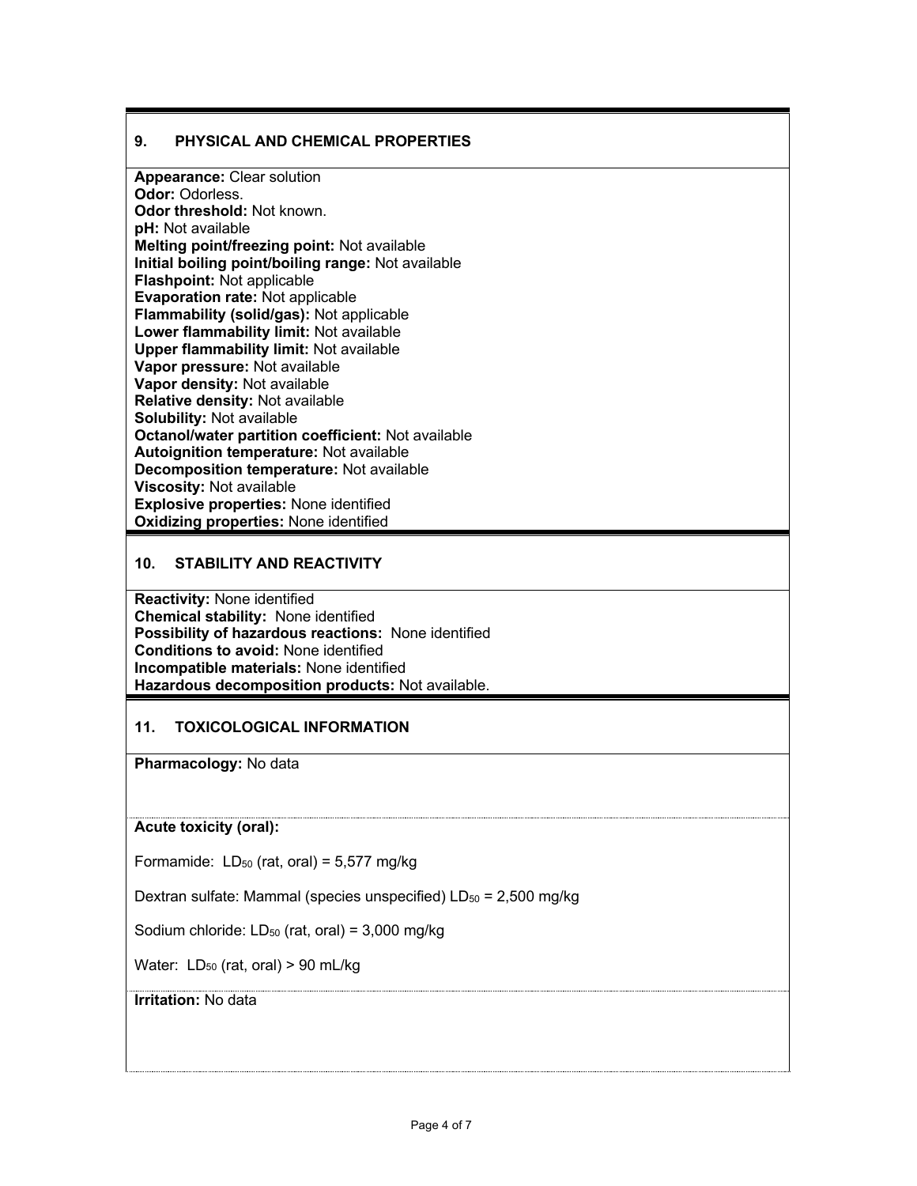## 9. PHYSICAL AND CHEMICAL PROPERTIES

**Appearance:** Clear solution
**Odor:** Odorless.
**Odor threshold:** Not known.
**pH:** Not available
**Melting point/freezing point:** Not available
**Initial boiling point/boiling range:** Not available
**Flashpoint:** Not applicable
**Evaporation rate:** Not applicable
**Flammability (solid/gas):** Not applicable
**Lower flammability limit:** Not available
**Upper flammability limit:** Not available
**Vapor pressure:** Not available
**Vapor density:** Not available
**Relative density:** Not available
**Solubility:** Not available
**Octanol/water partition coefficient:** Not available
**Autoignition temperature:** Not available
**Decomposition temperature:** Not available
**Viscosity:** Not available
**Explosive properties:** None identified
**Oxidizing properties:** None identified

## 10. STABILITY AND REACTIVITY

**Reactivity:** None identified
**Chemical stability:** None identified
**Possibility of hazardous reactions:** None identified
**Conditions to avoid:** None identified
**Incompatible materials:** None identified
**Hazardous decomposition products:** Not available.

## 11. TOXICOLOGICAL INFORMATION

**Pharmacology:** No data

**Acute toxicity (oral):**

Formamide: $LD_{50}$ (rat, oral) = 5,577 mg/kg

Dextran sulfate: Mammal (species unspecified) $LD_{50}$ = 2,500 mg/kg

Sodium chloride: $LD_{50}$ (rat, oral) = 3,000 mg/kg

Water: $LD_{50}$ (rat, oral) > 90 mL/kg

**Irritation:** No data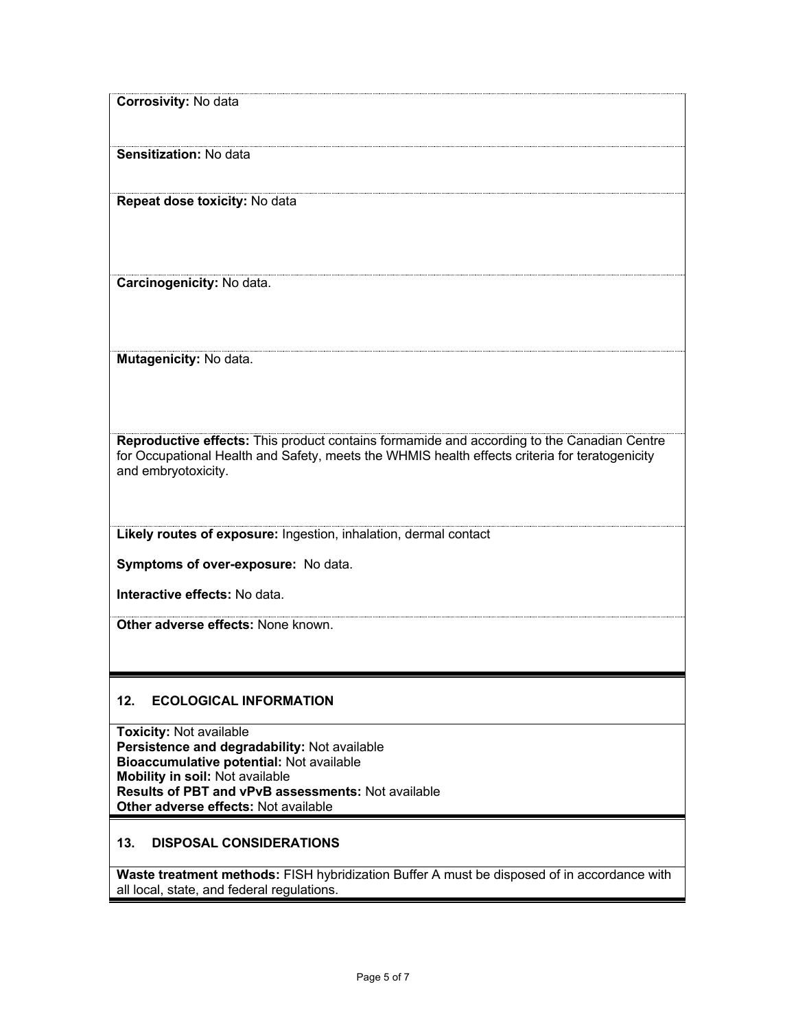**Corrosivity:** No data

**Sensitization:** No data

**Repeat dose toxicity:** No data

**Carcinogenicity:** No data.

**Mutagenicity:** No data.

**Reproductive effects:** This product contains formamide and according to the Canadian Centre for Occupational Health and Safety, meets the WHMIS health effects criteria for teratogenicity and embryotoxicity.

**Likely routes of exposure:** Ingestion, inhalation, dermal contact

**Symptoms of over-exposure:** No data.

**Interactive effects:** No data.

**Other adverse effects:** None known.

## 12. ECOLOGICAL INFORMATION

**Toxicity:** Not available
**Persistence and degradability:** Not available
**Bioaccumulative potential:** Not available
**Mobility in soil:** Not available
**Results of PBT and vPvB assessments:** Not available
**Other adverse effects:** Not available

## 13. DISPOSAL CONSIDERATIONS

**Waste treatment methods:** FISH hybridization Buffer A must be disposed of in accordance with all local, state, and federal regulations.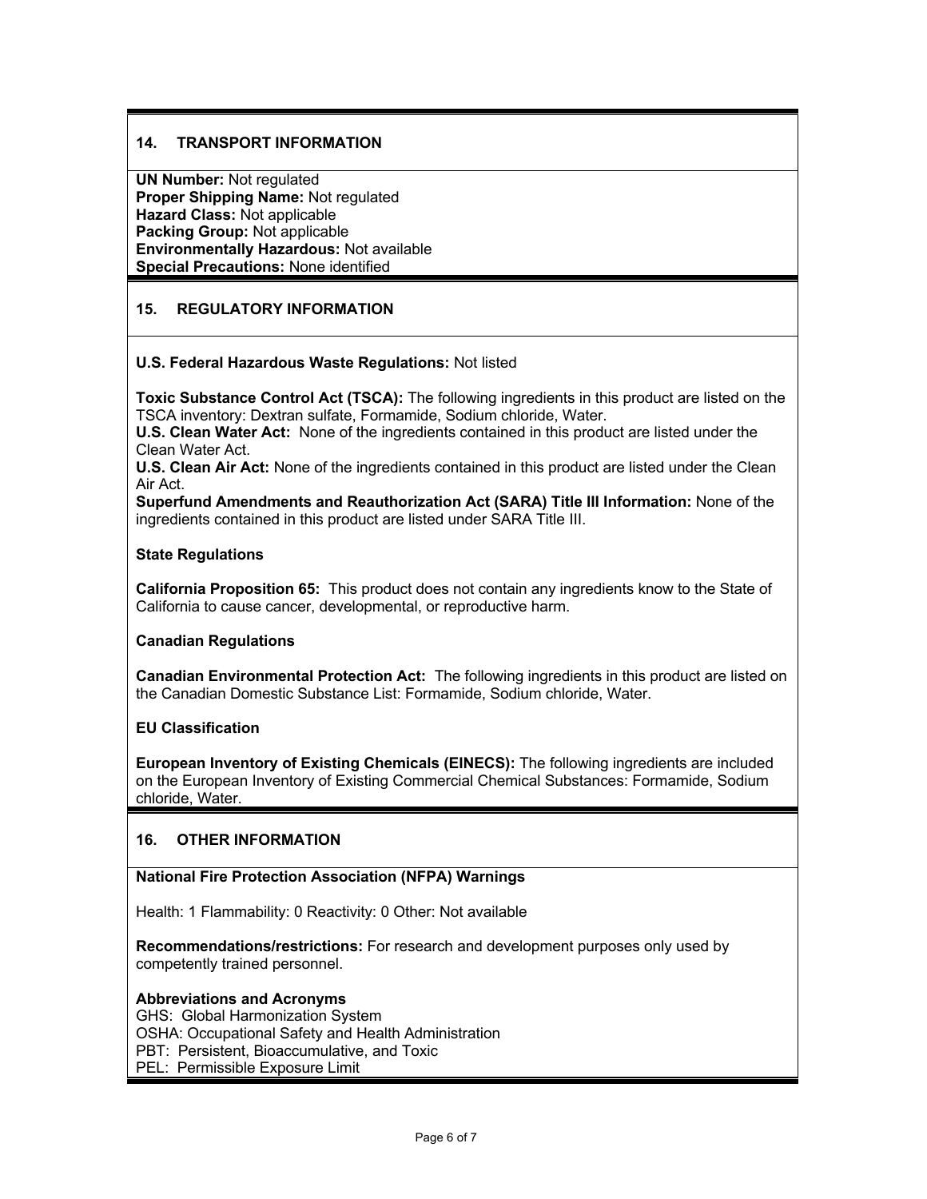## 14. TRANSPORT INFORMATION

**UN Number:** Not regulated
**Proper Shipping Name:** Not regulated
**Hazard Class:** Not applicable
**Packing Group:** Not applicable
**Environmentally Hazardous:** Not available
**Special Precautions:** None identified

## 15. REGULATORY INFORMATION

**U.S. Federal Hazardous Waste Regulations:** Not listed

**Toxic Substance Control Act (TSCA):** The following ingredients in this product are listed on the TSCA inventory: Dextran sulfate, Formamide, Sodium chloride, Water.
**U.S. Clean Water Act:** None of the ingredients contained in this product are listed under the Clean Water Act.
**U.S. Clean Air Act:** None of the ingredients contained in this product are listed under the Clean Air Act.
**Superfund Amendments and Reauthorization Act (SARA) Title III Information:** None of the ingredients contained in this product are listed under SARA Title III.

### State Regulations

**California Proposition 65:** This product does not contain any ingredients know to the State of California to cause cancer, developmental, or reproductive harm.

### Canadian Regulations

**Canadian Environmental Protection Act:** The following ingredients in this product are listed on the Canadian Domestic Substance List: Formamide, Sodium chloride, Water.

### EU Classification

**European Inventory of Existing Chemicals (EINECS):** The following ingredients are included on the European Inventory of Existing Commercial Chemical Substances: Formamide, Sodium chloride, Water.

## 16. OTHER INFORMATION

**National Fire Protection Association (NFPA) Warnings**

Health: 1 Flammability: 0 Reactivity: 0 Other: Not available

**Recommendations/restrictions:** For research and development purposes only used by competently trained personnel.

**Abbreviations and Acronyms**
GHS: Global Harmonization System
OSHA: Occupational Safety and Health Administration
PBT: Persistent, Bioaccumulative, and Toxic
PEL: Permissible Exposure Limit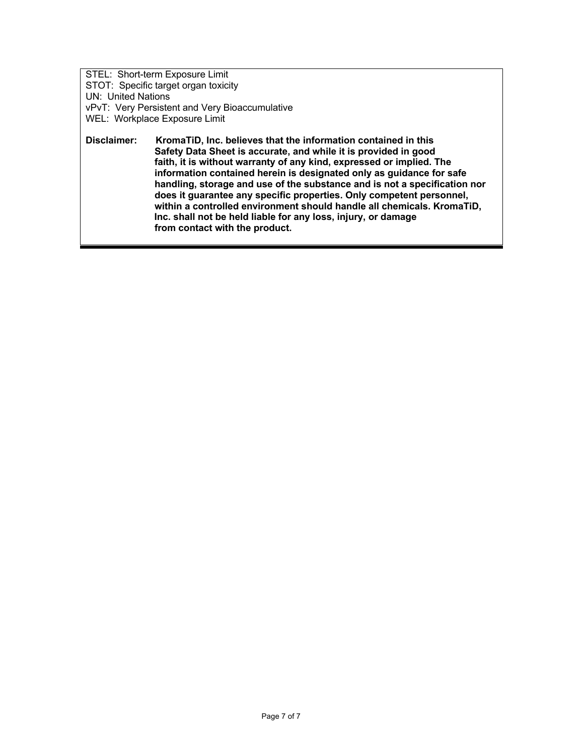STEL: Short-term Exposure Limit
STOT: Specific target organ toxicity
UN: United Nations
vPvT: Very Persistent and Very Bioaccumulative
WEL: Workplace Exposure Limit

**Disclaimer:** **KromaTiD, Inc. believes that the information contained in this Safety Data Sheet is accurate, and while it is provided in good faith, it is without warranty of any kind, expressed or implied. The information contained herein is designated only as guidance for safe handling, storage and use of the substance and is not a specification nor does it guarantee any specific properties. Only competent personnel, within a controlled environment should handle all chemicals. KromaTiD, Inc. shall not be held liable for any loss, injury, or damage from contact with the product.**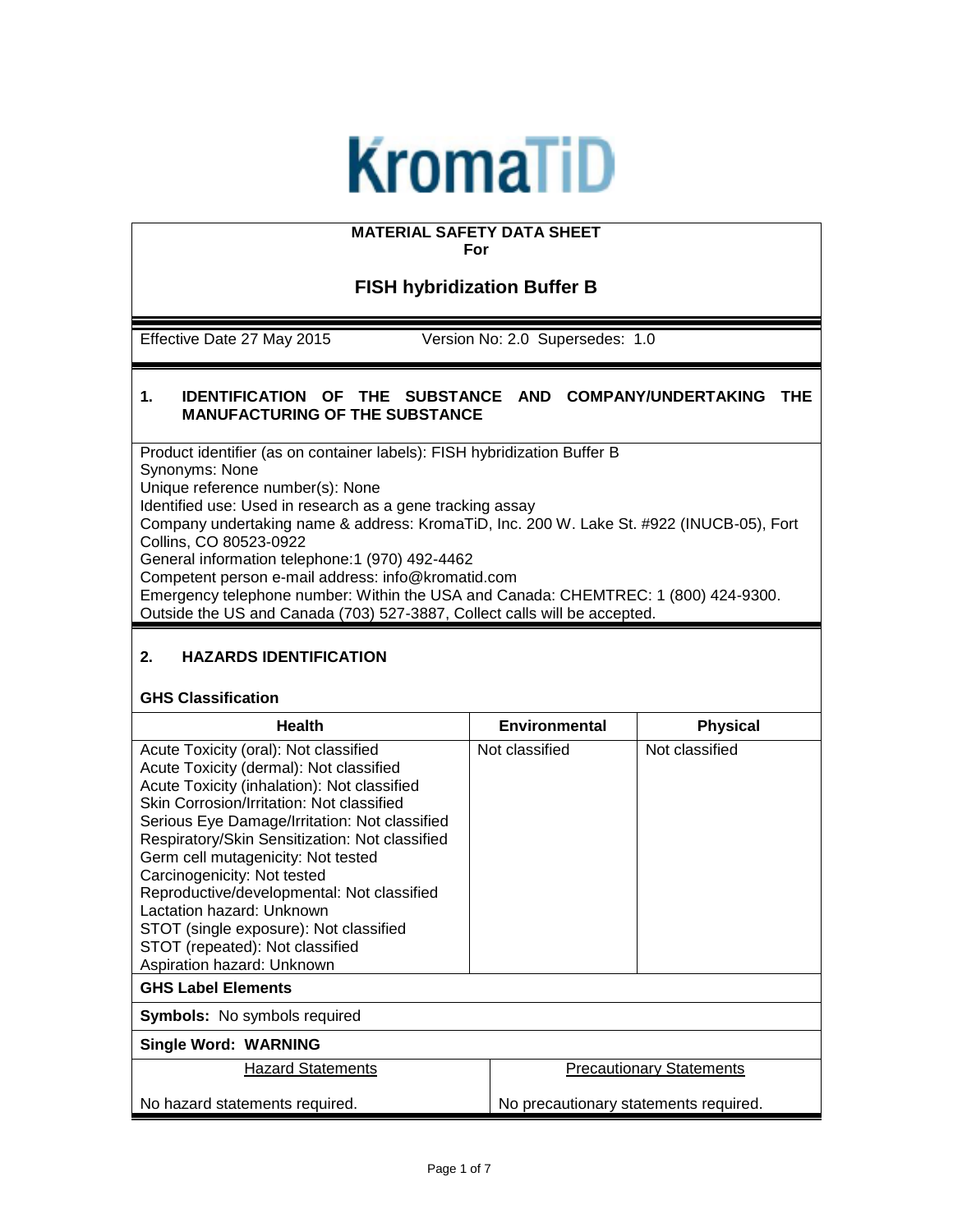KromaTiD

**MATERIAL SAFETY DATA SHEET**
**For**

## FISH hybridization Buffer B

Effective Date 27 May 2015 Version No: 2.0 Supersedes: 1.0

### 1. IDENTIFICATION OF THE SUBSTANCE AND COMPANY/UNDERTAKING THE MANUFACTURING OF THE SUBSTANCE

Product identifier (as on container labels): FISH hybridization Buffer B
Synonyms: None
Unique reference number(s): None
Identified use: Used in research as a gene tracking assay
Company undertaking name & address: KromaTiD, Inc. 200 W. Lake St. #922 (INUCB-05), Fort Collins, CO 80523-0922
General information telephone:1 (970) 492-4462
Competent person e-mail address: info@kromatid.com
Emergency telephone number: Within the USA and Canada: CHEMTREC: 1 (800) 424-9300. Outside the US and Canada (703) 527-3887, Collect calls will be accepted.

### 2. HAZARDS IDENTIFICATION

**GHS Classification**

| Health | Environmental | Physical |
|---|---|---|
| Acute Toxicity (oral): Not classified<br>Acute Toxicity (dermal): Not classified<br>Acute Toxicity (inhalation): Not classified<br>Skin Corrosion/Irritation: Not classified<br>Serious Eye Damage/Irritation: Not classified<br>Respiratory/Skin Sensitization: Not classified<br>Germ cell mutagenicity: Not tested<br>Carcinogenicity: Not tested<br>Reproductive/developmental: Not classified<br>Lactation hazard: Unknown<br>STOT (single exposure): Not classified<br>STOT (repeated): Not classified<br>Aspiration hazard: Unknown | Not classified | Not classified |

**GHS Label Elements**

**Symbols:** No symbols required

**Single Word: WARNING**

| Hazard Statements | Precautionary Statements |
|---|---|
| No hazard statements required. | No precautionary statements required. |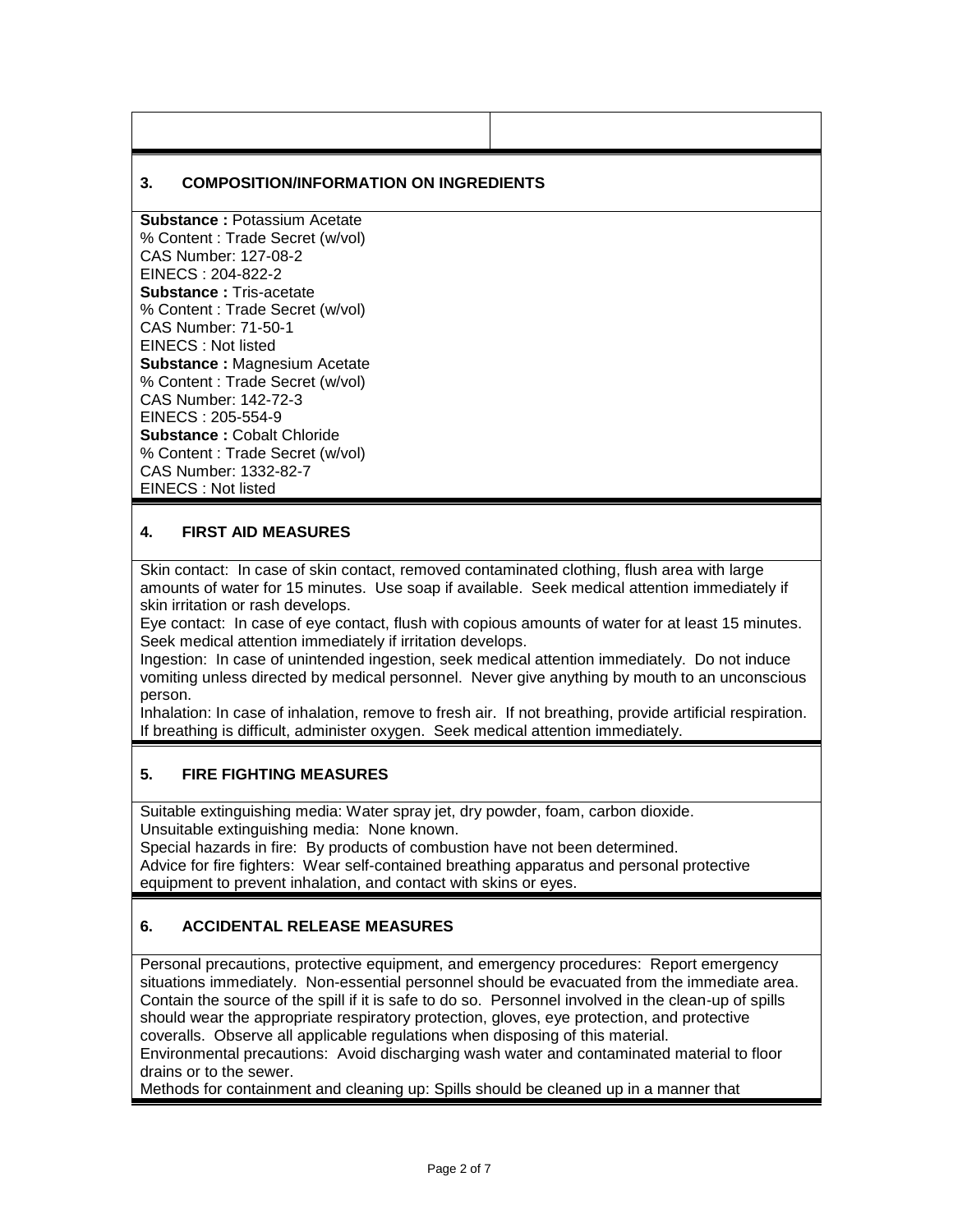## 3. COMPOSITION/INFORMATION ON INGREDIENTS

**Substance :** Potassium Acetate
% Content : Trade Secret (w/vol)
CAS Number: 127-08-2
EINECS : 204-822-2
**Substance :** Tris-acetate
% Content : Trade Secret (w/vol)
CAS Number: 71-50-1
EINECS : Not listed
**Substance :** Magnesium Acetate
% Content : Trade Secret (w/vol)
CAS Number: 142-72-3
EINECS : 205-554-9
**Substance :** Cobalt Chloride
% Content : Trade Secret (w/vol)
CAS Number: 1332-82-7
EINECS : Not listed

## 4. FIRST AID MEASURES

Skin contact: In case of skin contact, removed contaminated clothing, flush area with large amounts of water for 15 minutes. Use soap if available. Seek medical attention immediately if skin irritation or rash develops.
Eye contact: In case of eye contact, flush with copious amounts of water for at least 15 minutes. Seek medical attention immediately if irritation develops.
Ingestion: In case of unintended ingestion, seek medical attention immediately. Do not induce vomiting unless directed by medical personnel. Never give anything by mouth to an unconscious person.
Inhalation: In case of inhalation, remove to fresh air. If not breathing, provide artificial respiration. If breathing is difficult, administer oxygen. Seek medical attention immediately.

## 5. FIRE FIGHTING MEASURES

Suitable extinguishing media: Water spray jet, dry powder, foam, carbon dioxide.
Unsuitable extinguishing media: None known.
Special hazards in fire: By products of combustion have not been determined.
Advice for fire fighters: Wear self-contained breathing apparatus and personal protective equipment to prevent inhalation, and contact with skins or eyes.

## 6. ACCIDENTAL RELEASE MEASURES

Personal precautions, protective equipment, and emergency procedures: Report emergency situations immediately. Non-essential personnel should be evacuated from the immediate area. Contain the source of the spill if it is safe to do so. Personnel involved in the clean-up of spills should wear the appropriate respiratory protection, gloves, eye protection, and protective coveralls. Observe all applicable regulations when disposing of this material.
Environmental precautions: Avoid discharging wash water and contaminated material to floor drains or to the sewer.
Methods for containment and cleaning up: Spills should be cleaned up in a manner that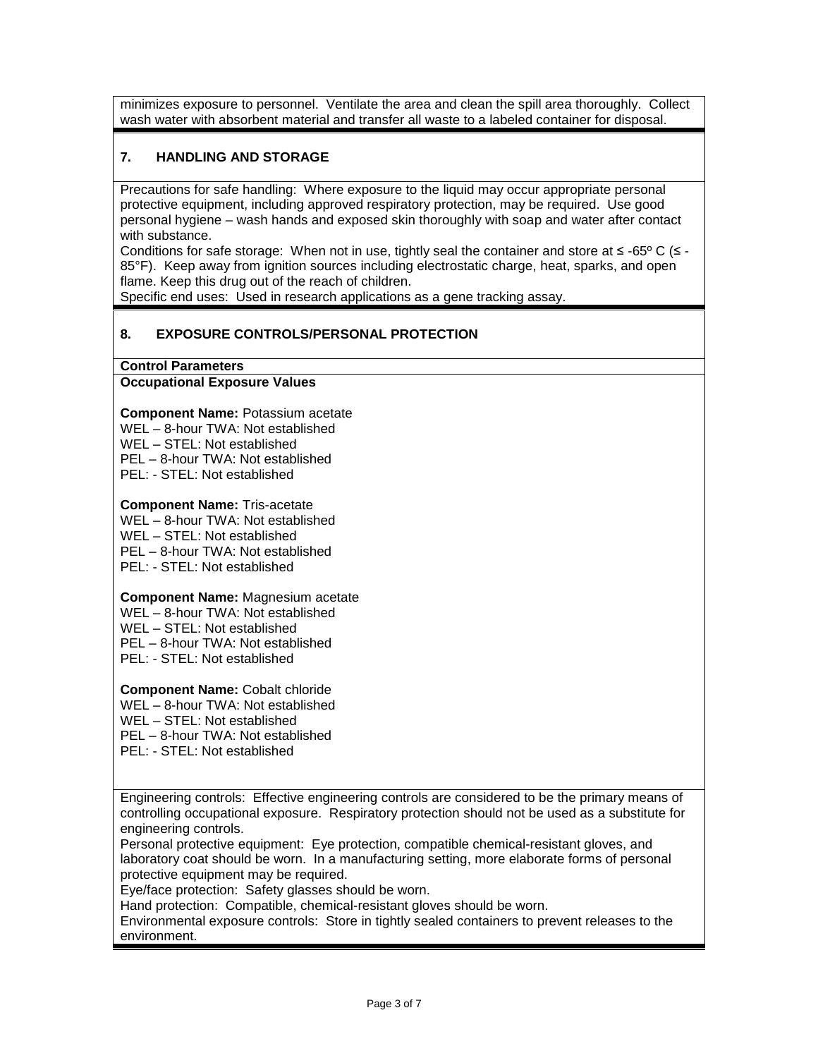minimizes exposure to personnel. Ventilate the area and clean the spill area thoroughly. Collect wash water with absorbent material and transfer all waste to a labeled container for disposal.

## 7. HANDLING AND STORAGE

Precautions for safe handling: Where exposure to the liquid may occur appropriate personal protective equipment, including approved respiratory protection, may be required. Use good personal hygiene – wash hands and exposed skin thoroughly with soap and water after contact with substance.

Conditions for safe storage: When not in use, tightly seal the container and store at ≤ -65º C (≤ -85°F). Keep away from ignition sources including electrostatic charge, heat, sparks, and open flame. Keep this drug out of the reach of children.

Specific end uses: Used in research applications as a gene tracking assay.

## 8. EXPOSURE CONTROLS/PERSONAL PROTECTION

**Control Parameters**

**Occupational Exposure Values**

**Component Name:** Potassium acetate
WEL – 8-hour TWA: Not established
WEL – STEL: Not established
PEL – 8-hour TWA: Not established
PEL: - STEL: Not established

**Component Name:** Tris-acetate
WEL – 8-hour TWA: Not established
WEL – STEL: Not established
PEL – 8-hour TWA: Not established
PEL: - STEL: Not established

**Component Name:** Magnesium acetate
WEL – 8-hour TWA: Not established
WEL – STEL: Not established
PEL – 8-hour TWA: Not established
PEL: - STEL: Not established

**Component Name:** Cobalt chloride
WEL – 8-hour TWA: Not established
WEL – STEL: Not established
PEL – 8-hour TWA: Not established
PEL: - STEL: Not established

Engineering controls: Effective engineering controls are considered to be the primary means of controlling occupational exposure. Respiratory protection should not be used as a substitute for engineering controls.

Personal protective equipment: Eye protection, compatible chemical-resistant gloves, and laboratory coat should be worn. In a manufacturing setting, more elaborate forms of personal protective equipment may be required.

Eye/face protection: Safety glasses should be worn.

Hand protection: Compatible, chemical-resistant gloves should be worn.

Environmental exposure controls: Store in tightly sealed containers to prevent releases to the environment.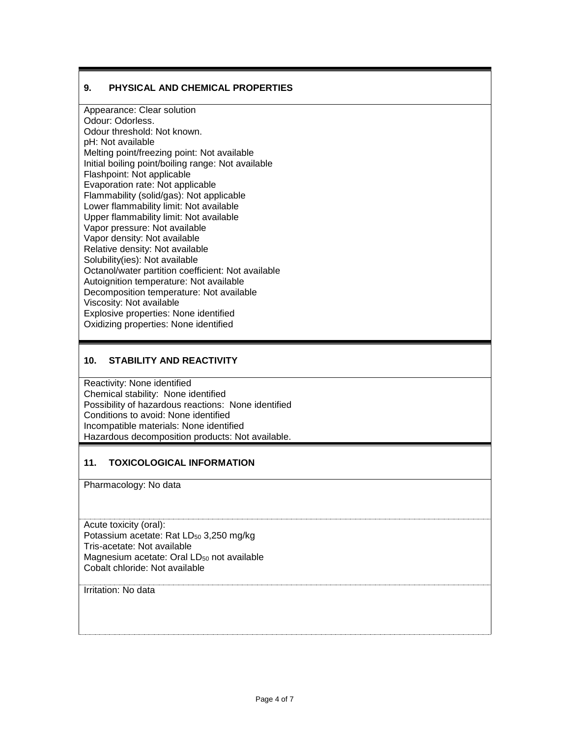## 9. PHYSICAL AND CHEMICAL PROPERTIES

Appearance: Clear solution
Odour: Odorless.
Odour threshold: Not known.
pH: Not available
Melting point/freezing point: Not available
Initial boiling point/boiling range: Not available
Flashpoint: Not applicable
Evaporation rate: Not applicable
Flammability (solid/gas): Not applicable
Lower flammability limit: Not available
Upper flammability limit: Not available
Vapor pressure: Not available
Vapor density: Not available
Relative density: Not available
Solubility(ies): Not available
Octanol/water partition coefficient: Not available
Autoignition temperature: Not available
Decomposition temperature: Not available
Viscosity: Not available
Explosive properties: None identified
Oxidizing properties: None identified

## 10. STABILITY AND REACTIVITY

Reactivity: None identified
Chemical stability: None identified
Possibility of hazardous reactions: None identified
Conditions to avoid: None identified
Incompatible materials: None identified
Hazardous decomposition products: Not available.

## 11. TOXICOLOGICAL INFORMATION

Pharmacology: No data

Acute toxicity (oral):
Potassium acetate: Rat $LD_{50}$ 3,250 mg/kg
Tris-acetate: Not available
Magnesium acetate: Oral $LD_{50}$ not available
Cobalt chloride: Not available

Irritation: No data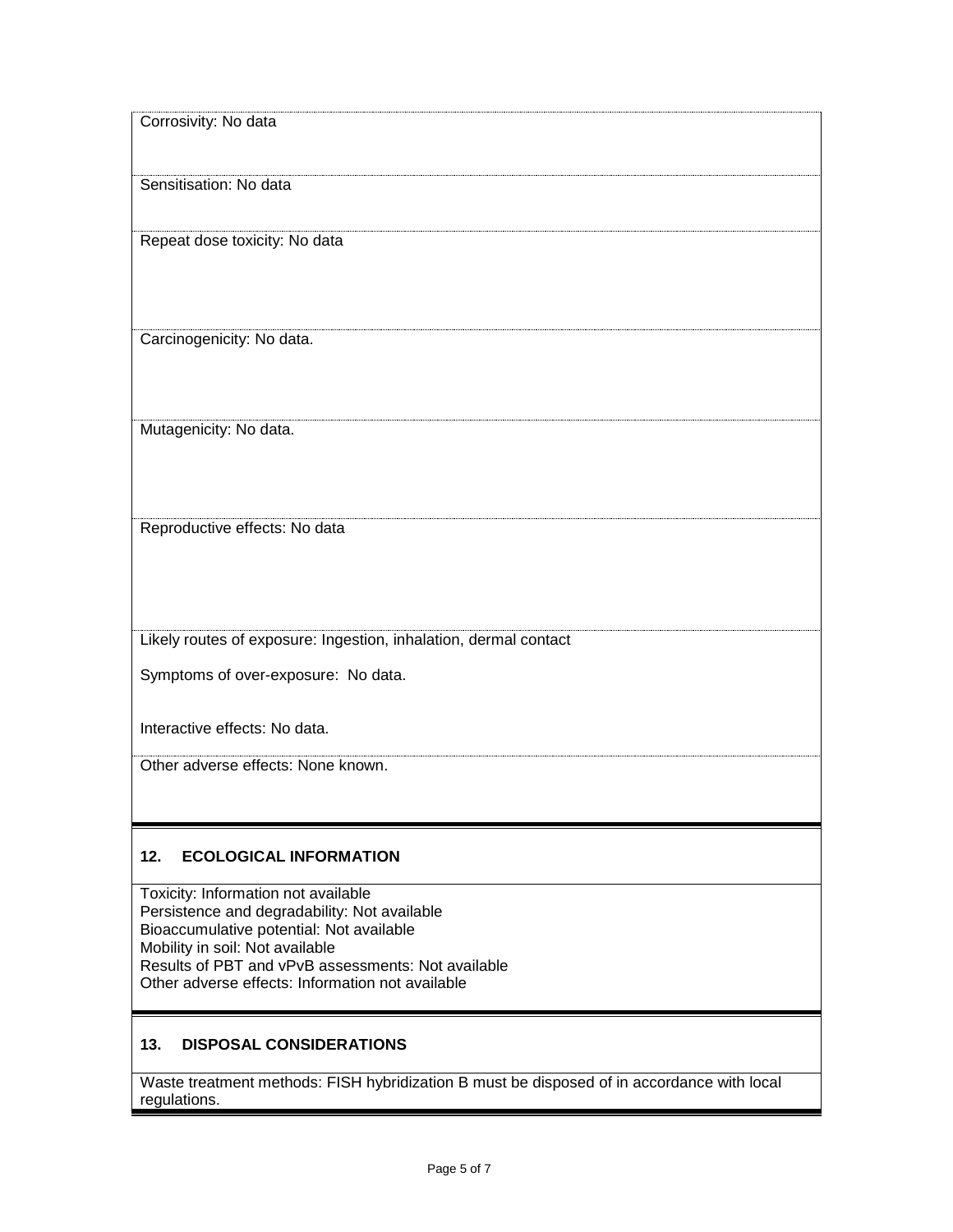Corrosivity: No data

Sensitisation: No data

Repeat dose toxicity: No data

Carcinogenicity: No data.

Mutagenicity: No data.

Reproductive effects: No data

Likely routes of exposure: Ingestion, inhalation, dermal contact

Symptoms of over-exposure: No data.

Interactive effects: No data.

Other adverse effects: None known.

## 12. ECOLOGICAL INFORMATION

Toxicity: Information not available
Persistence and degradability: Not available
Bioaccumulative potential: Not available
Mobility in soil: Not available
Results of PBT and vPvB assessments: Not available
Other adverse effects: Information not available

## 13. DISPOSAL CONSIDERATIONS

Waste treatment methods: FISH hybridization B must be disposed of in accordance with local regulations.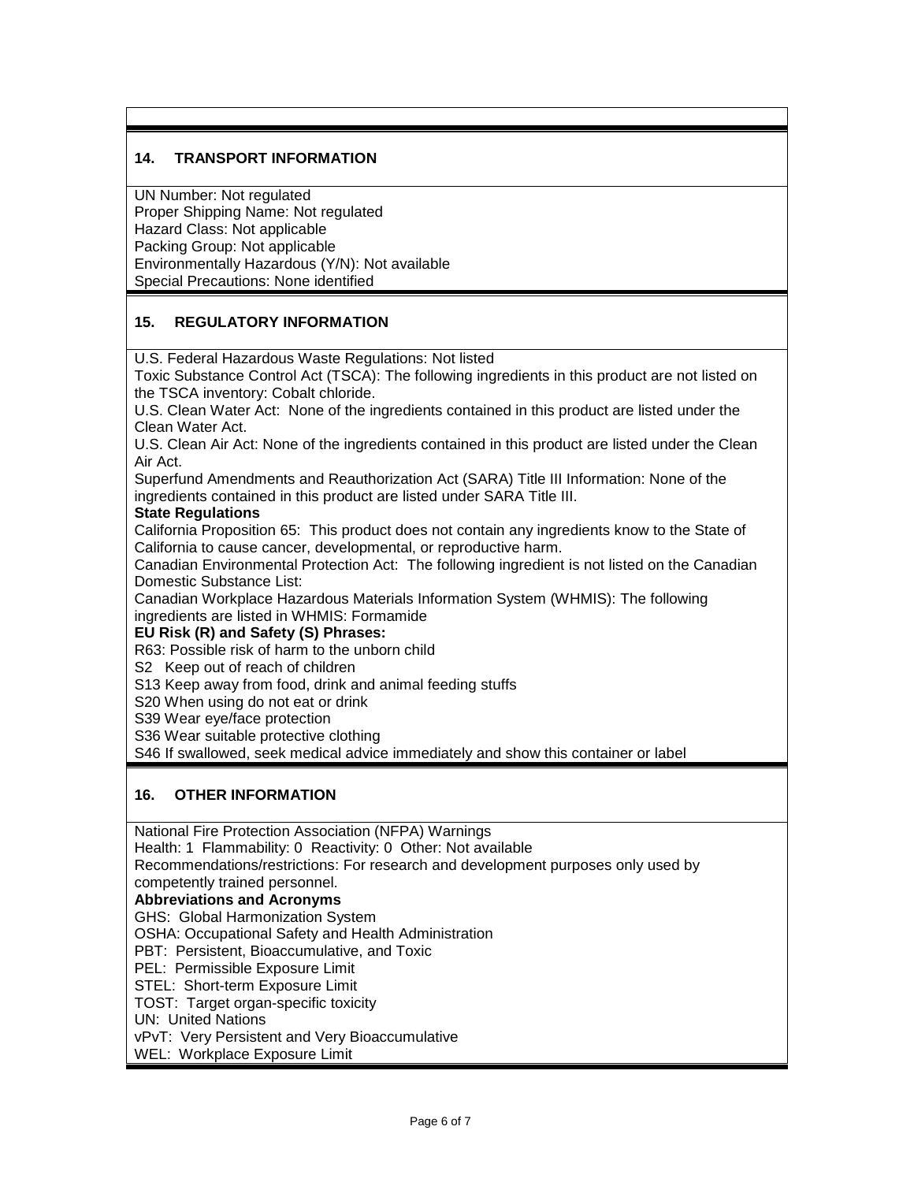## 14. TRANSPORT INFORMATION

UN Number: Not regulated
Proper Shipping Name: Not regulated
Hazard Class: Not applicable
Packing Group: Not applicable
Environmentally Hazardous (Y/N): Not available
Special Precautions: None identified

## 15. REGULATORY INFORMATION

U.S. Federal Hazardous Waste Regulations: Not listed
Toxic Substance Control Act (TSCA): The following ingredients in this product are not listed on the TSCA inventory: Cobalt chloride.
U.S. Clean Water Act: None of the ingredients contained in this product are listed under the Clean Water Act.
U.S. Clean Air Act: None of the ingredients contained in this product are listed under the Clean Air Act.
Superfund Amendments and Reauthorization Act (SARA) Title III Information: None of the ingredients contained in this product are listed under SARA Title III.

**State Regulations**

California Proposition 65: This product does not contain any ingredients know to the State of California to cause cancer, developmental, or reproductive harm.
Canadian Environmental Protection Act: The following ingredient is not listed on the Canadian Domestic Substance List:
Canadian Workplace Hazardous Materials Information System (WHMIS): The following ingredients are listed in WHMIS: Formamide

**EU Risk (R) and Safety (S) Phrases:**

R63: Possible risk of harm to the unborn child
S2 Keep out of reach of children
S13 Keep away from food, drink and animal feeding stuffs
S20 When using do not eat or drink
S39 Wear eye/face protection
S36 Wear suitable protective clothing
S46 If swallowed, seek medical advice immediately and show this container or label

## 16. OTHER INFORMATION

National Fire Protection Association (NFPA) Warnings
Health: 1 Flammability: 0 Reactivity: 0 Other: Not available
Recommendations/restrictions: For research and development purposes only used by competently trained personnel.

**Abbreviations and Acronyms**

GHS: Global Harmonization System
OSHA: Occupational Safety and Health Administration
PBT: Persistent, Bioaccumulative, and Toxic
PEL: Permissible Exposure Limit
STEL: Short-term Exposure Limit
TOST: Target organ-specific toxicity
UN: United Nations
vPvT: Very Persistent and Very Bioaccumulative
WEL: Workplace Exposure Limit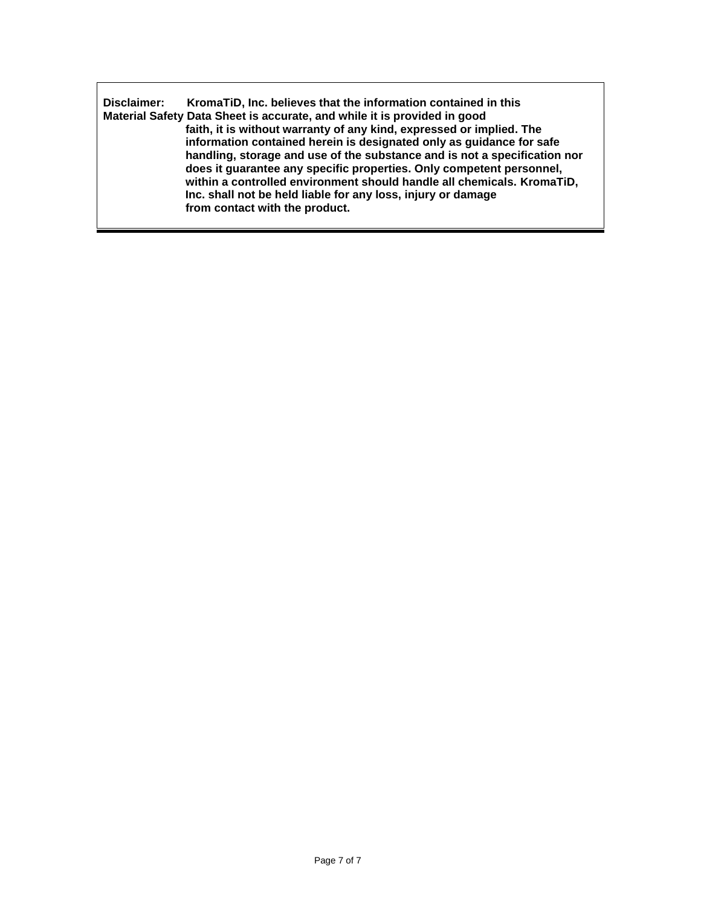**Disclaimer: Material Safety** KromaTiD, Inc. believes that the information contained in this Material Safety Data Sheet is accurate, and while it is provided in good faith, it is without warranty of any kind, expressed or implied. The information contained herein is designated only as guidance for safe handling, storage and use of the substance and is not a specification nor does it guarantee any specific properties. Only competent personnel, within a controlled environment should handle all chemicals. KromaTiD, Inc. shall not be held liable for any loss, injury or damage from contact with the product.